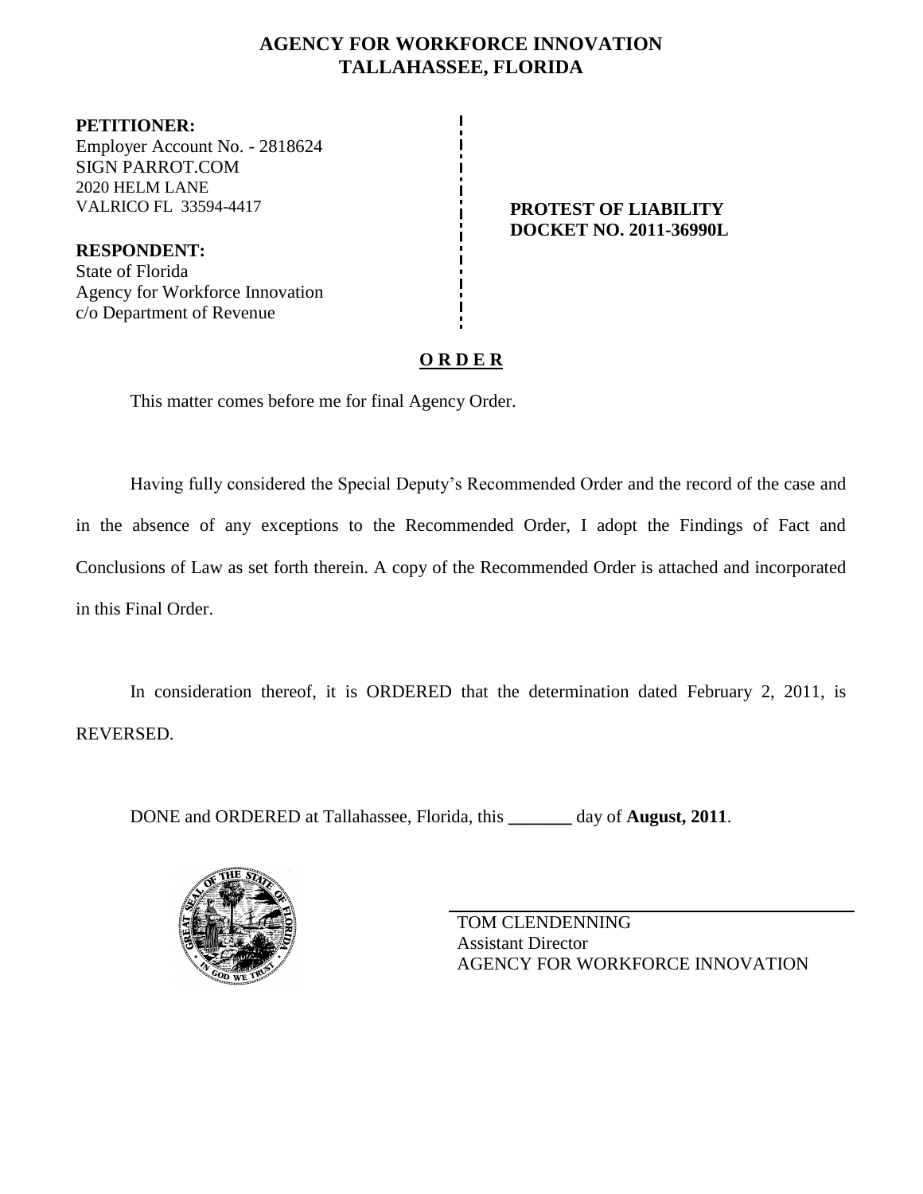# AGENCY FOR WORKFORCE INNOVATION
## TALLAHASSEE, FLORIDA

**PETITIONER:**
Employer Account No. - 2818624
SIGN PARROT.COM
2020 HELM LANE
VALRICO FL 33594-4417

**RESPONDENT:**
State of Florida
Agency for Workforce Innovation
c/o Department of Revenue

**PROTEST OF LIABILITY**
**DOCKET NO. 2011-36990L**

**O R D E R**

This matter comes before me for final Agency Order.

Having fully considered the Special Deputy's Recommended Order and the record of the case and in the absence of any exceptions to the Recommended Order, I adopt the Findings of Fact and Conclusions of Law as set forth therein. A copy of the Recommended Order is attached and incorporated in this Final Order.

In consideration thereof, it is ORDERED that the determination dated February 2, 2011, is REVERSED.

DONE and ORDERED at Tallahassee, Florida, this _______ day of **August, 2011**.

TOM CLENDENNING
Assistant Director
AGENCY FOR WORKFORCE INNOVATION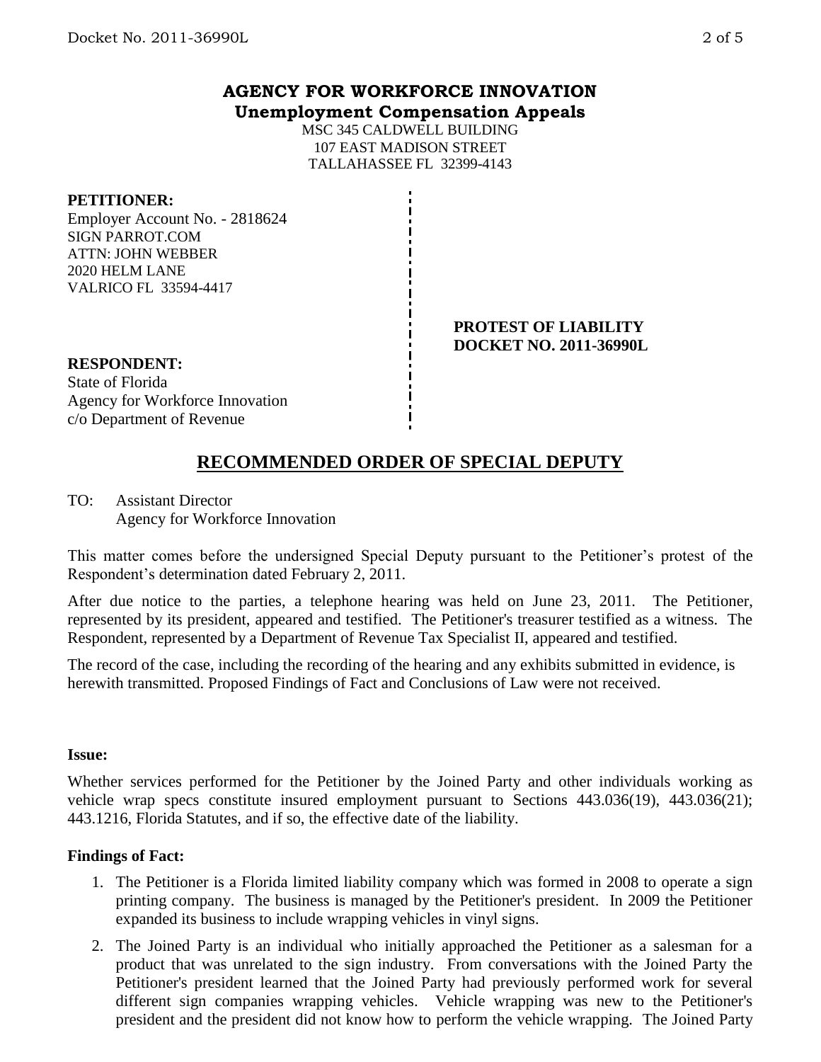## AGENCY FOR WORKFORCE INNOVATION
### Unemployment Compensation Appeals

MSC 345 CALDWELL BUILDING
107 EAST MADISON STREET
TALLAHASSEE FL 32399-4143

**PETITIONER:**
Employer Account No. - 2818624
SIGN PARROT.COM
ATTN: JOHN WEBBER
2020 HELM LANE
VALRICO FL 33594-4417

**PROTEST OF LIABILITY**
**DOCKET NO. 2011-36990L**

**RESPONDENT:**
State of Florida
Agency for Workforce Innovation
c/o Department of Revenue

## RECOMMENDED ORDER OF SPECIAL DEPUTY

TO: Assistant Director
Agency for Workforce Innovation

This matter comes before the undersigned Special Deputy pursuant to the Petitioner's protest of the Respondent's determination dated February 2, 2011.

After due notice to the parties, a telephone hearing was held on June 23, 2011. The Petitioner, represented by its president, appeared and testified. The Petitioner's treasurer testified as a witness. The Respondent, represented by a Department of Revenue Tax Specialist II, appeared and testified.

The record of the case, including the recording of the hearing and any exhibits submitted in evidence, is herewith transmitted. Proposed Findings of Fact and Conclusions of Law were not received.

**Issue:**

Whether services performed for the Petitioner by the Joined Party and other individuals working as vehicle wrap specs constitute insured employment pursuant to Sections 443.036(19), 443.036(21); 443.1216, Florida Statutes, and if so, the effective date of the liability.

**Findings of Fact:**

1. The Petitioner is a Florida limited liability company which was formed in 2008 to operate a sign printing company. The business is managed by the Petitioner's president. In 2009 the Petitioner expanded its business to include wrapping vehicles in vinyl signs.
2. The Joined Party is an individual who initially approached the Petitioner as a salesman for a product that was unrelated to the sign industry. From conversations with the Joined Party the Petitioner's president learned that the Joined Party had previously performed work for several different sign companies wrapping vehicles. Vehicle wrapping was new to the Petitioner's president and the president did not know how to perform the vehicle wrapping. The Joined Party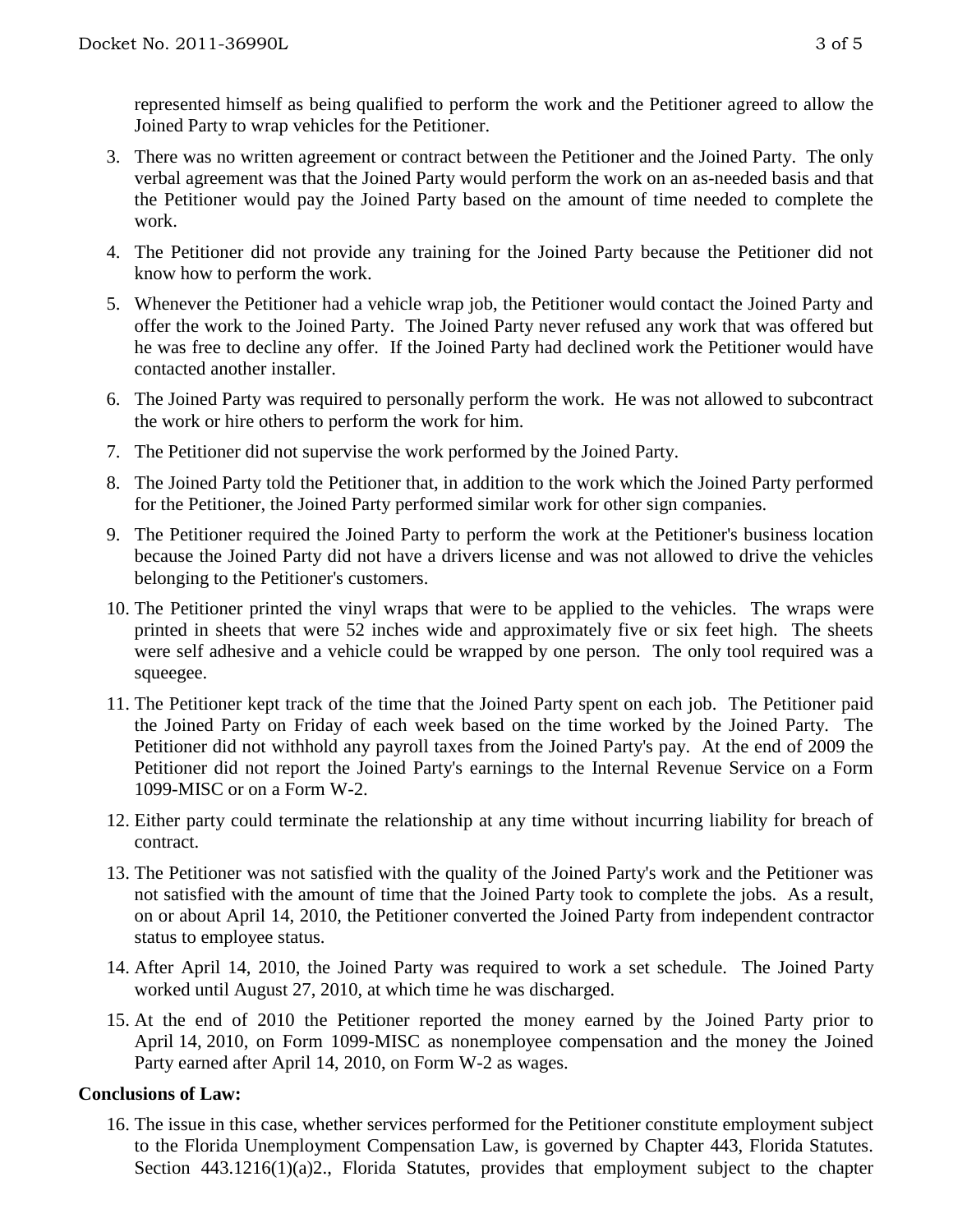represented himself as being qualified to perform the work and the Petitioner agreed to allow the Joined Party to wrap vehicles for the Petitioner.

3. There was no written agreement or contract between the Petitioner and the Joined Party. The only verbal agreement was that the Joined Party would perform the work on an as-needed basis and that the Petitioner would pay the Joined Party based on the amount of time needed to complete the work.
4. The Petitioner did not provide any training for the Joined Party because the Petitioner did not know how to perform the work.
5. Whenever the Petitioner had a vehicle wrap job, the Petitioner would contact the Joined Party and offer the work to the Joined Party. The Joined Party never refused any work that was offered but he was free to decline any offer. If the Joined Party had declined work the Petitioner would have contacted another installer.
6. The Joined Party was required to personally perform the work. He was not allowed to subcontract the work or hire others to perform the work for him.
7. The Petitioner did not supervise the work performed by the Joined Party.
8. The Joined Party told the Petitioner that, in addition to the work which the Joined Party performed for the Petitioner, the Joined Party performed similar work for other sign companies.
9. The Petitioner required the Joined Party to perform the work at the Petitioner's business location because the Joined Party did not have a drivers license and was not allowed to drive the vehicles belonging to the Petitioner's customers.
10. The Petitioner printed the vinyl wraps that were to be applied to the vehicles. The wraps were printed in sheets that were 52 inches wide and approximately five or six feet high. The sheets were self adhesive and a vehicle could be wrapped by one person. The only tool required was a squeegee.
11. The Petitioner kept track of the time that the Joined Party spent on each job. The Petitioner paid the Joined Party on Friday of each week based on the time worked by the Joined Party. The Petitioner did not withhold any payroll taxes from the Joined Party's pay. At the end of 2009 the Petitioner did not report the Joined Party's earnings to the Internal Revenue Service on a Form 1099-MISC or on a Form W-2.
12. Either party could terminate the relationship at any time without incurring liability for breach of contract.
13. The Petitioner was not satisfied with the quality of the Joined Party's work and the Petitioner was not satisfied with the amount of time that the Joined Party took to complete the jobs. As a result, on or about April 14, 2010, the Petitioner converted the Joined Party from independent contractor status to employee status.
14. After April 14, 2010, the Joined Party was required to work a set schedule. The Joined Party worked until August 27, 2010, at which time he was discharged.
15. At the end of 2010 the Petitioner reported the money earned by the Joined Party prior to April 14, 2010, on Form 1099-MISC as nonemployee compensation and the money the Joined Party earned after April 14, 2010, on Form W-2 as wages.

**Conclusions of Law:**

16. The issue in this case, whether services performed for the Petitioner constitute employment subject to the Florida Unemployment Compensation Law, is governed by Chapter 443, Florida Statutes. Section 443.1216(1)(a)2., Florida Statutes, provides that employment subject to the chapter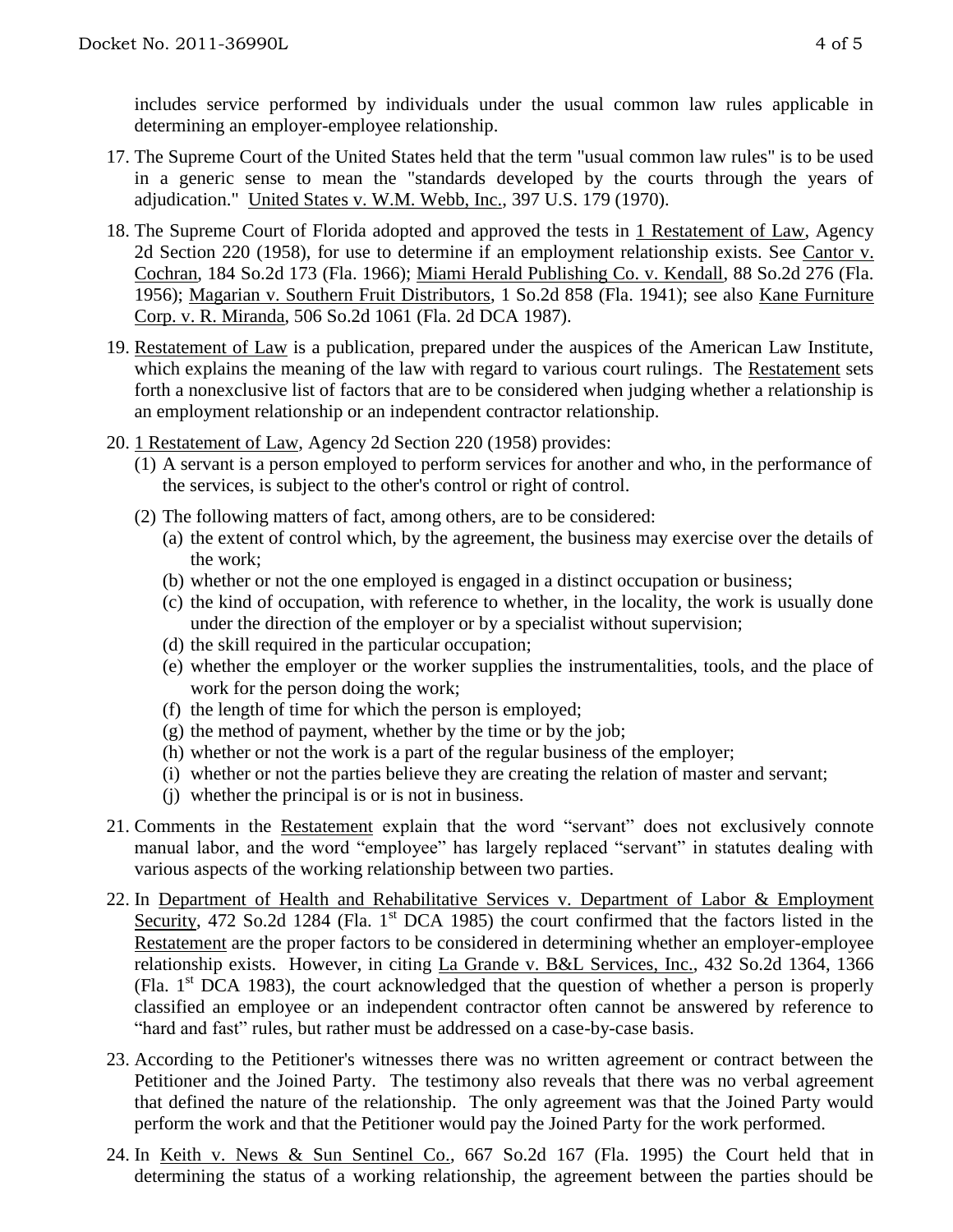includes service performed by individuals under the usual common law rules applicable in determining an employer-employee relationship.

17. The Supreme Court of the United States held that the term "usual common law rules" is to be used in a generic sense to mean the "standards developed by the courts through the years of adjudication." United States v. W.M. Webb, Inc., 397 U.S. 179 (1970).

18. The Supreme Court of Florida adopted and approved the tests in 1 Restatement of Law, Agency 2d Section 220 (1958), for use to determine if an employment relationship exists. See Cantor v. Cochran, 184 So.2d 173 (Fla. 1966); Miami Herald Publishing Co. v. Kendall, 88 So.2d 276 (Fla. 1956); Magarian v. Southern Fruit Distributors, 1 So.2d 858 (Fla. 1941); see also Kane Furniture Corp. v. R. Miranda, 506 So.2d 1061 (Fla. 2d DCA 1987).

19. Restatement of Law is a publication, prepared under the auspices of the American Law Institute, which explains the meaning of the law with regard to various court rulings. The Restatement sets forth a nonexclusive list of factors that are to be considered when judging whether a relationship is an employment relationship or an independent contractor relationship.

20. 1 Restatement of Law, Agency 2d Section 220 (1958) provides:
    (1) A servant is a person employed to perform services for another and who, in the performance of the services, is subject to the other's control or right of control.
    (2) The following matters of fact, among others, are to be considered:
        (a) the extent of control which, by the agreement, the business may exercise over the details of the work;
        (b) whether or not the one employed is engaged in a distinct occupation or business;
        (c) the kind of occupation, with reference to whether, in the locality, the work is usually done under the direction of the employer or by a specialist without supervision;
        (d) the skill required in the particular occupation;
        (e) whether the employer or the worker supplies the instrumentalities, tools, and the place of work for the person doing the work;
        (f) the length of time for which the person is employed;
        (g) the method of payment, whether by the time or by the job;
        (h) whether or not the work is a part of the regular business of the employer;
        (i) whether or not the parties believe they are creating the relation of master and servant;
        (j) whether the principal is or is not in business.

21. Comments in the Restatement explain that the word "servant" does not exclusively connote manual labor, and the word "employee" has largely replaced "servant" in statutes dealing with various aspects of the working relationship between two parties.

22. In Department of Health and Rehabilitative Services v. Department of Labor & Employment Security, 472 So.2d 1284 (Fla. 1st DCA 1985) the court confirmed that the factors listed in the Restatement are the proper factors to be considered in determining whether an employer-employee relationship exists. However, in citing La Grande v. B&L Services, Inc., 432 So.2d 1364, 1366 (Fla. 1st DCA 1983), the court acknowledged that the question of whether a person is properly classified an employee or an independent contractor often cannot be answered by reference to "hard and fast" rules, but rather must be addressed on a case-by-case basis.

23. According to the Petitioner's witnesses there was no written agreement or contract between the Petitioner and the Joined Party. The testimony also reveals that there was no verbal agreement that defined the nature of the relationship. The only agreement was that the Joined Party would perform the work and that the Petitioner would pay the Joined Party for the work performed.

24. In Keith v. News & Sun Sentinel Co., 667 So.2d 167 (Fla. 1995) the Court held that in determining the status of a working relationship, the agreement between the parties should be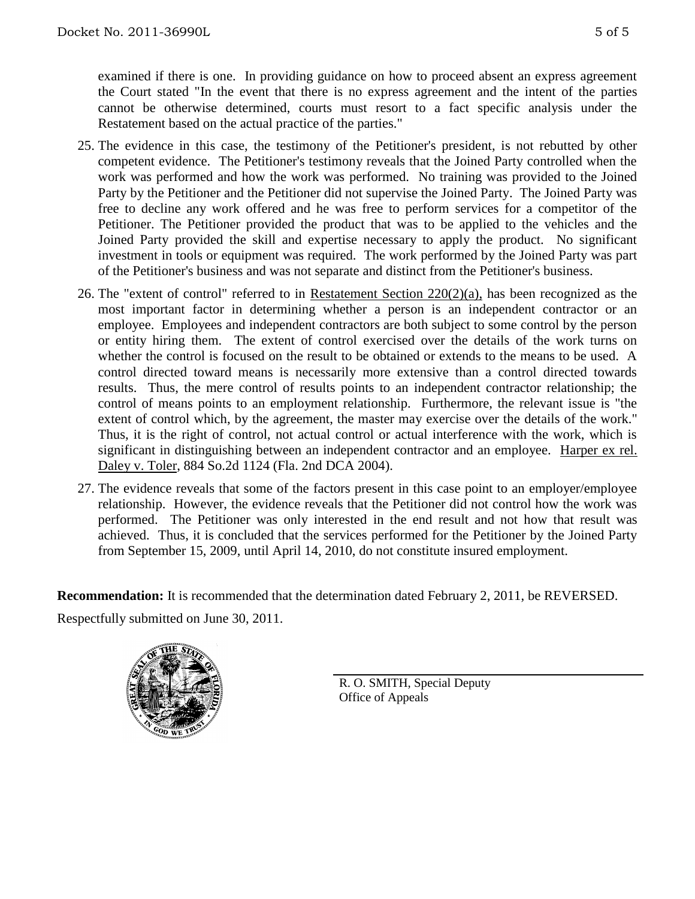examined if there is one. In providing guidance on how to proceed absent an express agreement the Court stated "In the event that there is no express agreement and the intent of the parties cannot be otherwise determined, courts must resort to a fact specific analysis under the Restatement based on the actual practice of the parties."

25. The evidence in this case, the testimony of the Petitioner's president, is not rebutted by other competent evidence. The Petitioner's testimony reveals that the Joined Party controlled when the work was performed and how the work was performed. No training was provided to the Joined Party by the Petitioner and the Petitioner did not supervise the Joined Party. The Joined Party was free to decline any work offered and he was free to perform services for a competitor of the Petitioner. The Petitioner provided the product that was to be applied to the vehicles and the Joined Party provided the skill and expertise necessary to apply the product. No significant investment in tools or equipment was required. The work performed by the Joined Party was part of the Petitioner's business and was not separate and distinct from the Petitioner's business.

26. The "extent of control" referred to in Restatement Section 220(2)(a), has been recognized as the most important factor in determining whether a person is an independent contractor or an employee. Employees and independent contractors are both subject to some control by the person or entity hiring them. The extent of control exercised over the details of the work turns on whether the control is focused on the result to be obtained or extends to the means to be used. A control directed toward means is necessarily more extensive than a control directed towards results. Thus, the mere control of results points to an independent contractor relationship; the control of means points to an employment relationship. Furthermore, the relevant issue is "the extent of control which, by the agreement, the master may exercise over the details of the work." Thus, it is the right of control, not actual control or actual interference with the work, which is significant in distinguishing between an independent contractor and an employee. Harper ex rel. Daley v. Toler, 884 So.2d 1124 (Fla. 2nd DCA 2004).

27. The evidence reveals that some of the factors present in this case point to an employer/employee relationship. However, the evidence reveals that the Petitioner did not control how the work was performed. The Petitioner was only interested in the end result and not how that result was achieved. Thus, it is concluded that the services performed for the Petitioner by the Joined Party from September 15, 2009, until April 14, 2010, do not constitute insured employment.

**Recommendation:** It is recommended that the determination dated February 2, 2011, be REVERSED.

Respectfully submitted on June 30, 2011.

R. O. SMITH, Special Deputy
Office of Appeals